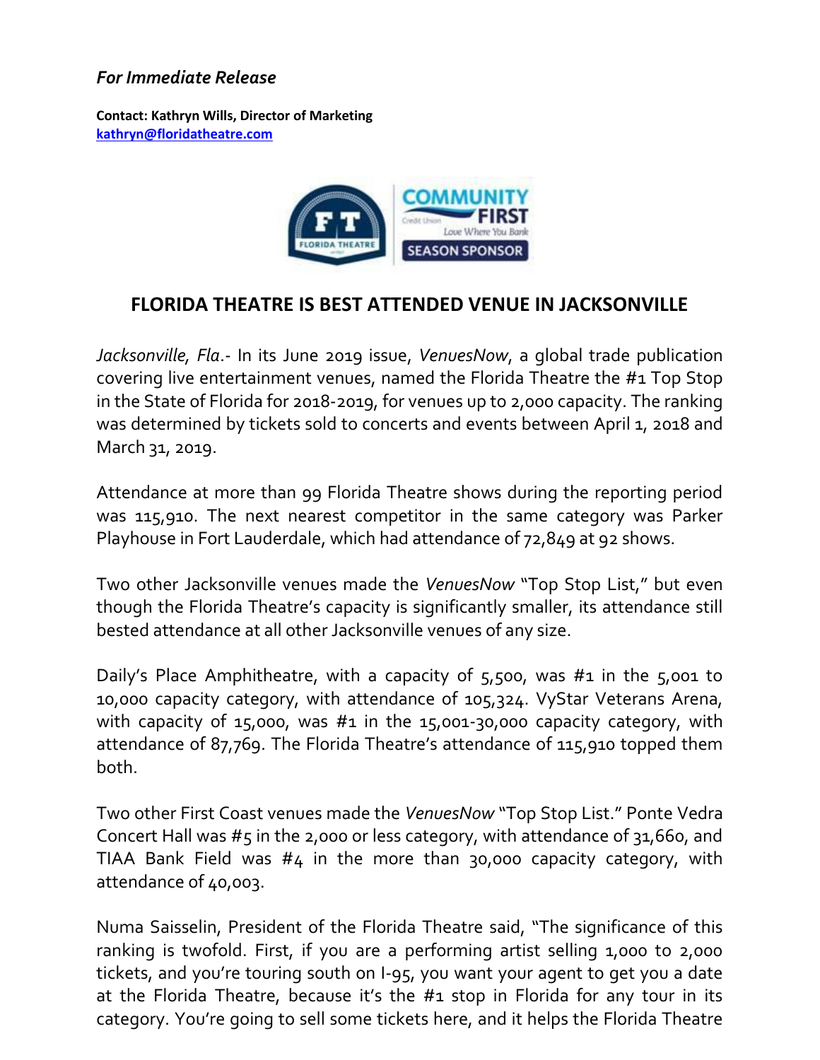*For Immediate Release*

**Contact: Kathryn Wills, Director of Marketing**
**kathryn@floridatheatre.com**

# FLORIDA THEATRE IS BEST ATTENDED VENUE IN JACKSONVILLE

*Jacksonville, Fla*.- In its June 2019 issue, *VenuesNow*, a global trade publication covering live entertainment venues, named the Florida Theatre the #1 Top Stop in the State of Florida for 2018-2019, for venues up to 2,000 capacity. The ranking was determined by tickets sold to concerts and events between April 1, 2018 and March 31, 2019.

Attendance at more than 99 Florida Theatre shows during the reporting period was 115,910. The next nearest competitor in the same category was Parker Playhouse in Fort Lauderdale, which had attendance of 72,849 at 92 shows.

Two other Jacksonville venues made the *VenuesNow* "Top Stop List," but even though the Florida Theatre's capacity is significantly smaller, its attendance still bested attendance at all other Jacksonville venues of any size.

Daily's Place Amphitheatre, with a capacity of 5,500, was #1 in the 5,001 to 10,000 capacity category, with attendance of 105,324. VyStar Veterans Arena, with capacity of 15,000, was #1 in the 15,001-30,000 capacity category, with attendance of 87,769. The Florida Theatre's attendance of 115,910 topped them both.

Two other First Coast venues made the *VenuesNow* "Top Stop List." Ponte Vedra Concert Hall was #5 in the 2,000 or less category, with attendance of 31,660, and TIAA Bank Field was #4 in the more than 30,000 capacity category, with attendance of 40,003.

Numa Saisselin, President of the Florida Theatre said, "The significance of this ranking is twofold. First, if you are a performing artist selling 1,000 to 2,000 tickets, and you're touring south on I-95, you want your agent to get you a date at the Florida Theatre, because it's the #1 stop in Florida for any tour in its category. You're going to sell some tickets here, and it helps the Florida Theatre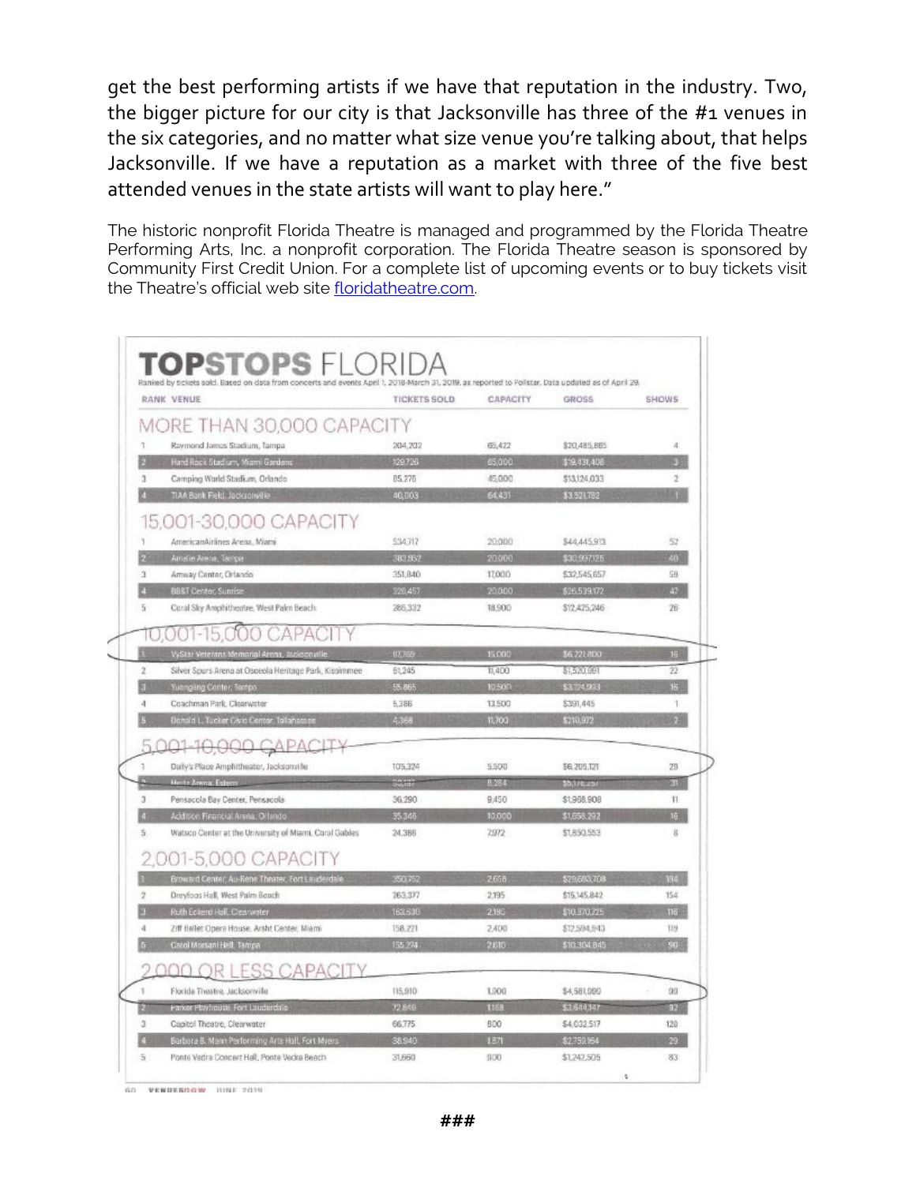get the best performing artists if we have that reputation in the industry. Two, the bigger picture for our city is that Jacksonville has three of the #1 venues in the six categories, and no matter what size venue you're talking about, that helps Jacksonville. If we have a reputation as a market with three of the five best attended venues in the state artists will want to play here."

The historic nonprofit Florida Theatre is managed and programmed by the Florida Theatre Performing Arts, Inc. a nonprofit corporation. The Florida Theatre season is sponsored by Community First Credit Union. For a complete list of upcoming events or to buy tickets visit the Theatre's official web site [floridatheatre.com](floridatheatre.com).

# TOPSTOPS FLORIDA

Ranked by tickets sold. Based on data from concerts and events April 1, 2018-March 31, 2019, as reported to Pollstar. Data updated as of April 29.

| RANK | VENUE | TICKETS SOLD | CAPACITY | GROSS | SHOWS |
|---|---|---|---|---|---|
| | **MORE THAN 30,000 CAPACITY** | | | | |
| 1 | Raymond James Stadium, Tampa | 204,202 | 65,422 | $20,485,885 | 4 |
| 2 | Hard Rock Stadium, Miami Gardens | 129,726 | 65,000 | $19,431,408 | 3 |
| 3 | Camping World Stadium, Orlando | 85,276 | 45,000 | $13,124,033 | 2 |
| 4 | TIAA Bank Field, Jacksonville | 40,003 | 64,431 | $3,521,782 | 1 |
| | **15,001-30,000 CAPACITY** | | | | |
| 1 | AmericanAirlines Arena, Miami | 534,717 | 20,000 | $44,445,913 | 52 |
| 2 | Amalie Arena, Tampa | 383,952 | 20,000 | $30,997,126 | 40 |
| 3 | Amway Center, Orlando | 351,840 | 17,000 | $32,545,657 | 59 |
| 4 | BB&T Center, Sunrise | 326,457 | 20,000 | $26,539,172 | 47 |
| 5 | Coral Sky Amphitheatre, West Palm Beach | 286,332 | 18,900 | $12,425,246 | 26 |
| | **10,001-15,000 CAPACITY** | | | | |
| 1 | VyStar Veterans Memorial Arena, Jacksonville | 87,769 | 15,000 | $6,221,800 | 16 |
| 2 | Silver Spurs Arena at Osceola Heritage Park, Kissimmee | 61,245 | 11,400 | $1,520,991 | 22 |
| 3 | Yuengling Center, Tampa | 55,865 | 10,500 | $3,724,993 | 15 |
| 4 | Coachman Park, Clearwater | 5,386 | 13,500 | $391,445 | 1 |
| 5 | Donald L. Tucker Civic Center, Tallahassee | 4,368 | 11,700 | $210,972 | 2 |
| | **5,001-10,000 CAPACITY** | | | | |
| 1 | Daily's Place Amphitheater, Jacksonville | 105,324 | 5,500 | $6,205,121 | 29 |
| 2 | Hertz Arena, Estero | 60,137 | 8,284 | $5,176,237 | 31 |
| 3 | Pensacola Bay Center, Pensacola | 36,290 | 9,450 | $1,968,908 | 11 |
| 4 | Addition Financial Arena, Orlando | 35,346 | 10,000 | $1,558,292 | 16 |
| 5 | Watsco Center at the University of Miami, Coral Gables | 24,386 | 7,972 | $1,850,553 | 8 |
| | **2,001-5,000 CAPACITY** | | | | |
| 1 | Broward Center, Au-Rene Theater, Fort Lauderdale | 350,752 | 2,658 | $29,680,708 | 194 |
| 2 | Dreyfoos Hall, West Palm Beach | 263,377 | 2,195 | $15,145,842 | 154 |
| 3 | Ruth Eckerd Hall, Clearwater | 163,630 | 2,180 | $10,870,725 | 116 |
| 4 | Ziff Ballet Opera House, Arsht Center, Miami | 158,221 | 2,400 | $12,594,843 | 119 |
| 5 | Carol Morsani Hall, Tampa | 155,274 | 2,610 | $10,304,845 | 90 |
| | **2,000 OR LESS CAPACITY** | | | | |
| 1 | Florida Theatre, Jacksonville | 115,910 | 1,900 | $4,581,990 | 99 |
| 2 | Parker Playhouse, Fort Lauderdale | 72,849 | 1,168 | $3,644,147 | 92 |
| 3 | Capitol Theatre, Clearwater | 66,775 | 800 | $4,032,517 | 120 |
| 4 | Barbara B. Mann Performing Arts Hall, Fort Myers | 38,940 | 1,871 | $2,753,164 | 29 |
| 5 | Ponte Vedra Concert Hall, Ponte Vedra Beach | 31,660 | 900 | $1,242,505 | 83 |

60 VENUESNOW JUNE 2019

###